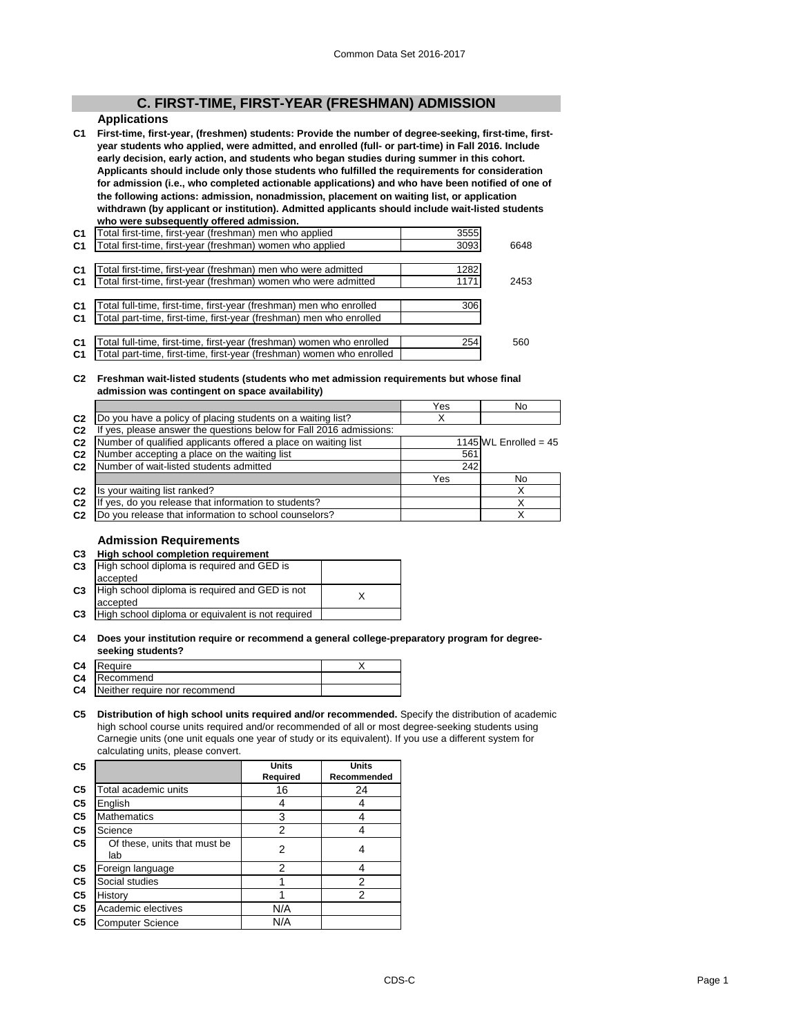## C. FIRST-TIME, FIRST-YEAR (FRESHMAN) ADMISSION

### Applications

**C1 First-time, first-year, (freshmen) students: Provide the number of degree-seeking, first-time, first-year students who applied, were admitted, and enrolled (full- or part-time) in Fall 2016. Include early decision, early action, and students who began studies during summer in this cohort. Applicants should include only those students who fulfilled the requirements for consideration for admission (i.e., who completed actionable applications) and who have been notified of one of the following actions: admission, nonadmission, placement on waiting list, or application withdrawn (by applicant or institution). Admitted applicants should include wait-listed students who were subsequently offered admission.**

| | | | |
|---|---|---|---|
| C1 | Total first-time, first-year (freshman) men who applied | 3555 | |
| C1 | Total first-time, first-year (freshman) women who applied | 3093 | 6648 |
| C1 | Total first-time, first-year (freshman) men who were admitted | 1282 | |
| C1 | Total first-time, first-year (freshman) women who were admitted | 1171 | 2453 |
| C1 | Total full-time, first-time, first-year (freshman) men who enrolled | 306 | |
| C1 | Total part-time, first-time, first-year (freshman) men who enrolled | | |
| C1 | Total full-time, first-time, first-year (freshman) women who enrolled | 254 | 560 |
| C1 | Total part-time, first-time, first-year (freshman) women who enrolled | | |

**C2 Freshman wait-listed students (students who met admission requirements but whose final admission was contingent on space availability)**

| | | Yes | No |
|---|---|---|---|
| C2 | Do you have a policy of placing students on a waiting list? | X | |
| C2 | If yes, please answer the questions below for Fall 2016 admissions: | | |
| C2 | Number of qualified applicants offered a place on waiting list | 1145 | WL Enrolled = 45 |
| C2 | Number accepting a place on the waiting list | 561 | |
| C2 | Number of wait-listed students admitted | 242 | |
| | | Yes | No |
| C2 | Is your waiting list ranked? | | X |
| C2 | If yes, do you release that information to students? | | X |
| C2 | Do you release that information to school counselors? | | X |

### Admission Requirements

**C3 High school completion requirement**

| | | |
|---|---|---|
| C3 | High school diploma is required and GED is accepted | |
| C3 | High school diploma is required and GED is not accepted | X |
| C3 | High school diploma or equivalent is not required | |

**C4 Does your institution require or recommend a general college-preparatory program for degree-seeking students?**

| | | |
|---|---|---|
| C4 | Require | X |
| C4 | Recommend | |
| C4 | Neither require nor recommend | |

**C5 Distribution of high school units required and/or recommended.** Specify the distribution of academic high school course units required and/or recommended of all or most degree-seeking students using Carnegie units (one unit equals one year of study or its equivalent). If you use a different system for calculating units, please convert.

| C5 | | Units Required | Units Recommended |
|---|---|---|---|
| C5 | Total academic units | 16 | 24 |
| C5 | English | 4 | 4 |
| C5 | Mathematics | 3 | 4 |
| C5 | Science | 2 | 4 |
| C5 | Of these, units that must be lab | 2 | 4 |
| C5 | Foreign language | 2 | 4 |
| C5 | Social studies | 1 | 2 |
| C5 | History | 1 | 2 |
| C5 | Academic electives | N/A | |
| C5 | Computer Science | N/A | |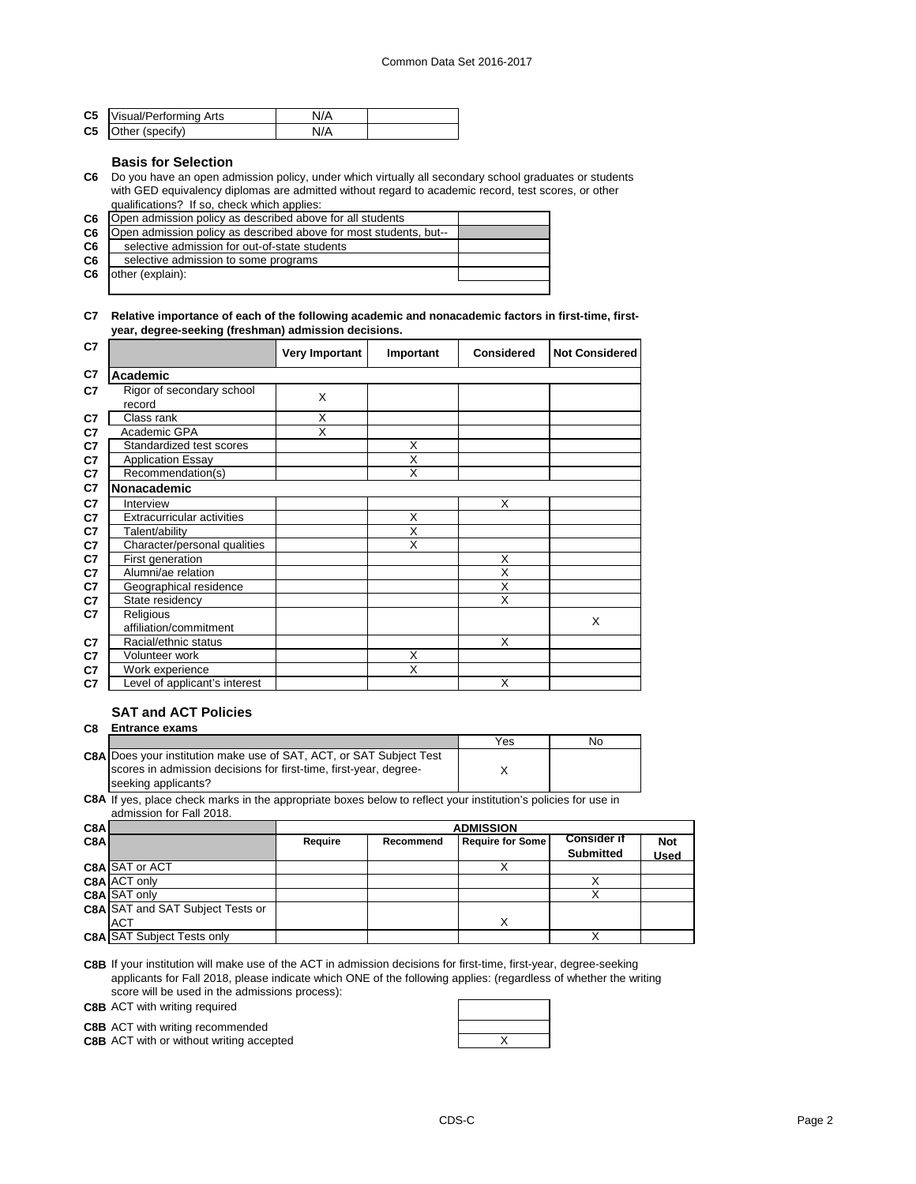| | | | |
|---|---|---|---|
| C5 | Visual/Performing Arts | N/A | |
| C5 | Other (specify) | N/A | |

### Basis for Selection

**C6** Do you have an open admission policy, under which virtually all secondary school graduates or students with GED equivalency diplomas are admitted without regard to academic record, test scores, or other qualifications? If so, check which applies:

| | | |
|---|---|---|
| C6 | Open admission policy as described above for all students | |
| C6 | Open admission policy as described above for most students, but-- | |
| C6 | selective admission for out-of-state students | |
| C6 | selective admission to some programs | |
| C6 | other (explain): | |

**C7 Relative importance of each of the following academic and nonacademic factors in first-time, first-year, degree-seeking (freshman) admission decisions.**

| C7 | | Very Important | Important | Considered | Not Considered |
|---|---|---|---|---|---|
| C7 | **Academic** | | | | |
| C7 | Rigor of secondary school record | X | | | |
| C7 | Class rank | X | | | |
| C7 | Academic GPA | X | | | |
| C7 | Standardized test scores | | X | | |
| C7 | Application Essay | | X | | |
| C7 | Recommendation(s) | | X | | |
| C7 | **Nonacademic** | | | | |
| C7 | Interview | | | X | |
| C7 | Extracurricular activities | | X | | |
| C7 | Talent/ability | | X | | |
| C7 | Character/personal qualities | | X | | |
| C7 | First generation | | | X | |
| C7 | Alumni/ae relation | | | X | |
| C7 | Geographical residence | | | X | |
| C7 | State residency | | | X | |
| C7 | Religious affiliation/commitment | | | | X |
| C7 | Racial/ethnic status | | | X | |
| C7 | Volunteer work | | X | | |
| C7 | Work experience | | X | | |
| C7 | Level of applicant's interest | | | X | |

### SAT and ACT Policies

**C8 Entrance exams**

| | | Yes | No |
|---|---|---|---|
| C8A | Does your institution make use of SAT, ACT, or SAT Subject Test scores in admission decisions for first-time, first-year, degree-seeking applicants? | X | |

**C8A** If yes, place check marks in the appropriate boxes below to reflect your institution's policies for use in admission for Fall 2018.

| C8A | | ADMISSION | | | | |
|---|---|---|---|---|---|---|
| C8A | | Require | Recommend | Require for Some | Consider if Submitted | Not Used |
| C8A | SAT or ACT | | | X | | |
| C8A | ACT only | | | | X | |
| C8A | SAT only | | | | X | |
| C8A | SAT and SAT Subject Tests or ACT | | | X | | |
| C8A | SAT Subject Tests only | | | | X | |

**C8B** If your institution will make use of the ACT in admission decisions for first-time, first-year, degree-seeking applicants for Fall 2018, please indicate which ONE of the following applies: (regardless of whether the writing score will be used in the admissions process):

| | | |
|---|---|---|
| C8B | ACT with writing required | |
| C8B | ACT with writing recommended | |
| C8B | ACT with or without writing accepted | X |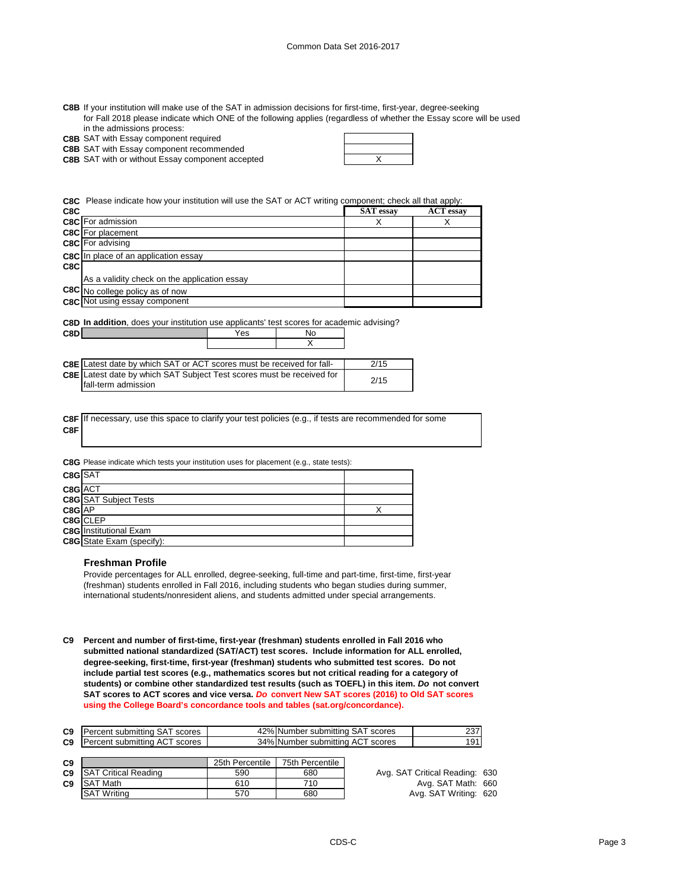**C8B** If your institution will make use of the SAT in admission decisions for first-time, first-year, degree-seeking for Fall 2018 please indicate which ONE of the following applies (regardless of whether the Essay score will be used in the admissions process:

| | | |
|---|---|---|
| C8B | SAT with Essay component required | |
| C8B | SAT with Essay component recommended | |
| C8B | SAT with or without Essay component accepted | X |

**C8C** Please indicate how your institution will use the SAT or ACT writing component; check all that apply:

| C8C | | SAT essay | ACT essay |
|---|---|---|---|
| C8C | For admission | X | X |
| C8C | For placement | | |
| C8C | For advising | | |
| C8C | In place of an application essay | | |
| C8C | As a validity check on the application essay | | |
| C8C | No college policy as of now | | |
| C8C | Not using essay component | | |

**C8D** **In addition**, does your institution use applicants' test scores for academic advising?

| C8D | | Yes | No |
|---|---|---|---|
| | | | X |

| | | |
|---|---|---|
| C8E | Latest date by which SAT or ACT scores must be received for fall- | 2/15 |
| C8E | Latest date by which SAT Subject Test scores must be received for fall-term admission | 2/15 |

**C8F** If necessary, use this space to clarify your test policies (e.g., if tests are recommended for some

**C8F**

**C8G** Please indicate which tests your institution uses for placement (e.g., state tests):

| | | |
|---|---|---|
| C8G | SAT | |
| C8G | ACT | |
| C8G | SAT Subject Tests | |
| C8G | AP | X |
| C8G | CLEP | |
| C8G | Institutional Exam | |
| C8G | State Exam (specify): | |

### Freshman Profile

Provide percentages for ALL enrolled, degree-seeking, full-time and part-time, first-time, first-year (freshman) students enrolled in Fall 2016, including students who began studies during summer, international students/nonresident aliens, and students admitted under special arrangements.

**C9 Percent and number of first-time, first-year (freshman) students enrolled in Fall 2016 who submitted national standardized (SAT/ACT) test scores. Include information for ALL enrolled, degree-seeking, first-time, first-year (freshman) students who submitted test scores. Do not include partial test scores (e.g., mathematics scores but not critical reading for a category of students) or combine other standardized test results (such as TOEFL) in this item. *Do* not convert SAT scores to ACT scores and vice versa. *Do* convert New SAT scores (2016) to Old SAT scores using the College Board's concordance tools and tables (sat.org/concordance).**

| | | | | |
|---|---|---|---|---|
| C9 | Percent submitting SAT scores | 42% | Number submitting SAT scores | 237 |
| C9 | Percent submitting ACT scores | 34% | Number submitting ACT scores | 191 |

| C9 | | 25th Percentile | 75th Percentile |
|---|---|---|---|
| C9 | SAT Critical Reading | 590 | 680 |
| C9 | SAT Math | 610 | 710 |
| | SAT Writing | 570 | 680 |

Avg. SAT Critical Reading: 630
Avg. SAT Math: 660
Avg. SAT Writing: 620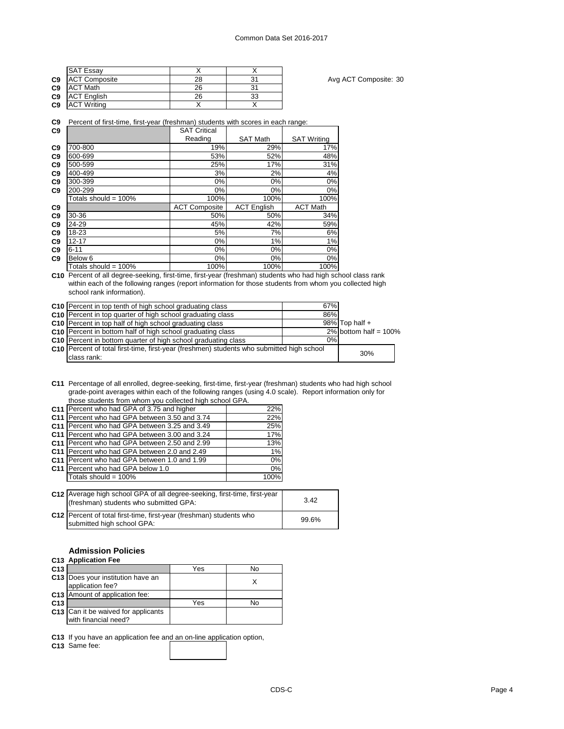| | | | |
|---|---|---|---|
| | SAT Essay | X | X |
| C9 | ACT Composite | 28 | 31 |
| C9 | ACT Math | 26 | 31 |
| C9 | ACT English | 26 | 33 |
| C9 | ACT Writing | X | X |

Avg ACT Composite: 30

**C9** Percent of first-time, first-year (freshman) students with scores in each range:

| | | SAT Critical Reading | SAT Math | SAT Writing |
|---|---|---|---|---|
| C9 | 700-800 | 19% | 29% | 17% |
| C9 | 600-699 | 53% | 52% | 48% |
| C9 | 500-599 | 25% | 17% | 31% |
| C9 | 400-499 | 3% | 2% | 4% |
| C9 | 300-399 | 0% | 0% | 0% |
| C9 | 200-299 | 0% | 0% | 0% |
| | Totals should = 100% | 100% | 100% | 100% |
| C9 | | ACT Composite | ACT English | ACT Math |
| C9 | 30-36 | 50% | 50% | 34% |
| C9 | 24-29 | 45% | 42% | 59% |
| C9 | 18-23 | 5% | 7% | 6% |
| C9 | 12-17 | 0% | 1% | 1% |
| C9 | 6-11 | 0% | 0% | 0% |
| C9 | Below 6 | 0% | 0% | 0% |
| | Totals should = 100% | 100% | 100% | 100% |

**C10** Percent of all degree-seeking, first-time, first-year (freshman) students who had high school class rank within each of the following ranges (report information for those students from whom you collected high school rank information).

| | | | |
|---|---|---|---|
| C10 | Percent in top tenth of high school graduating class | 67% | |
| C10 | Percent in top quarter of high school graduating class | 86% | |
| C10 | Percent in top half of high school graduating class | 98% | Top half + |
| C10 | Percent in bottom half of high school graduating class | 2% | bottom half = 100% |
| C10 | Percent in bottom quarter of high school graduating class | 0% | |
| C10 | Percent of total first-time, first-year (freshmen) students who submitted high school class rank: | 30% | |

**C11** Percentage of all enrolled, degree-seeking, first-time, first-year (freshman) students who had high school grade-point averages within each of the following ranges (using 4.0 scale). Report information only for those students from whom you collected high school GPA.

| | | |
|---|---|---|
| C11 | Percent who had GPA of 3.75 and higher | 22% |
| C11 | Percent who had GPA between 3.50 and 3.74 | 22% |
| C11 | Percent who had GPA between 3.25 and 3.49 | 25% |
| C11 | Percent who had GPA between 3.00 and 3.24 | 17% |
| C11 | Percent who had GPA between 2.50 and 2.99 | 13% |
| C11 | Percent who had GPA between 2.0 and 2.49 | 1% |
| C11 | Percent who had GPA between 1.0 and 1.99 | 0% |
| C11 | Percent who had GPA below 1.0 | 0% |
| | Totals should = 100% | 100% |

| | | |
|---|---|---|
| C12 | Average high school GPA of all degree-seeking, first-time, first-year (freshman) students who submitted GPA: | 3.42 |
| C12 | Percent of total first-time, first-year (freshman) students who submitted high school GPA: | 99.6% |

## Admission Policies

**C13 Application Fee**

| | | Yes | No |
|---|---|---|---|
| C13 | Does your institution have an application fee? | | X |
| C13 | Amount of application fee: | | |
| C13 | | Yes | No |
| C13 | Can it be waived for applicants with financial need? | | |

**C13** If you have an application fee and an on-line application option,

**C13** Same fee: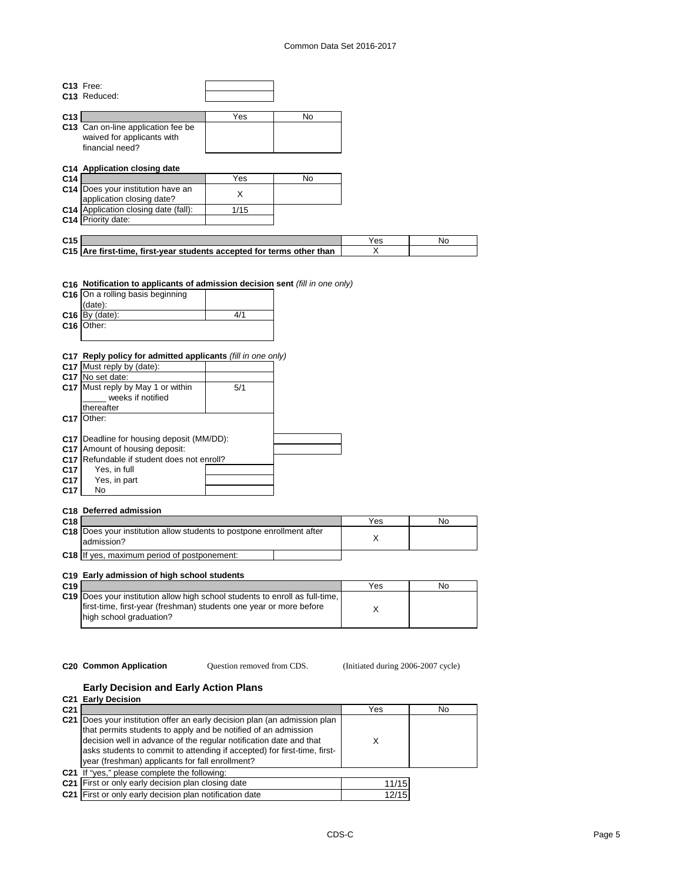| | | |
|---|---|---|
| C13 | Free: | |
| C13 | Reduced: | |

| | | Yes | No |
|---|---|---|---|
| C13 | Can on-line application fee be waived for applicants with financial need? | | |

**C14 Application closing date**

| | | Yes | No |
|---|---|---|---|
| C14 | Does your institution have an application closing date? | X | |
| C14 | Application closing date (fall): | 1/15 | |
| C14 | Priority date: | | |

| | | Yes | No |
|---|---|---|---|
| C15 | Are first-time, first-year students accepted for terms other than | X | |

**C16 Notification to applicants of admission decision sent** *(fill in one only)*

| | | |
|---|---|---|
| C16 | On a rolling basis beginning (date): | |
| C16 | By (date): | 4/1 |
| C16 | Other: | |

**C17 Reply policy for admitted applicants** *(fill in one only)*

| | | |
|---|---|---|
| C17 | Must reply by (date): | |
| C17 | No set date: | |
| C17 | Must reply by May 1 or within _____ weeks if notified thereafter | 5/1 |
| C17 | Other: | |
| C17 | Deadline for housing deposit (MM/DD): | |
| C17 | Amount of housing deposit: | |
| C17 | Refundable if student does not enroll? | |
| C17 | Yes, in full | |
| C17 | Yes, in part | |
| C17 | No | |

**C18 Deferred admission**

| | | Yes | No |
|---|---|---|---|
| C18 | Does your institution allow students to postpone enrollment after admission? | X | |
| C18 | If yes, maximum period of postponement: | | |

**C19 Early admission of high school students**

| | | Yes | No |
|---|---|---|---|
| C19 | Does your institution allow high school students to enroll as full-time, first-time, first-year (freshman) students one year or more before high school graduation? | X | |

**C20 Common Application** Question removed from CDS. (Initiated during 2006-2007 cycle)

## Early Decision and Early Action Plans

**C21 Early Decision**

| | | Yes | No |
|---|---|---|---|
| C21 | Does your institution offer an early decision plan (an admission plan that permits students to apply and be notified of an admission decision well in advance of the regular notification date and that asks students to commit to attending if accepted) for first-time, first-year (freshman) applicants for fall enrollment? | X | |
| C21 | If "yes," please complete the following: | | |
| C21 | First or only early decision plan closing date | 11/15 | |
| C21 | First or only early decision plan notification date | 12/15 | |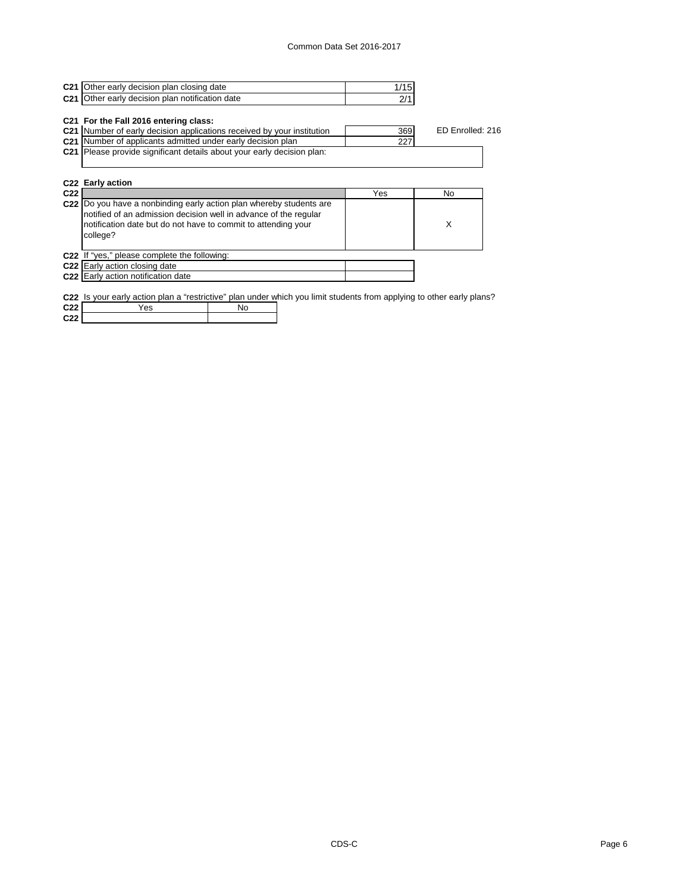| | | |
|---|---|---|
| C21 | Other early decision plan closing date | 1/15 |
| C21 | Other early decision plan notification date | 2/1 |

**C21 For the Fall 2016 entering class:**

| | | | |
|---|---|---|---|
| C21 | Number of early decision applications received by your institution | 369 | ED Enrolled: 216 |
| C21 | Number of applicants admitted under early decision plan | 227 | |
| C21 | Please provide significant details about your early decision plan: | | |

**C22 Early action**

| | | Yes | No |
|---|---|---|---|
| C22 | Do you have a nonbinding early action plan whereby students are notified of an admission decision well in advance of the regular notification date but do not have to commit to attending your college? | | X |

C22 If "yes," please complete the following:

| | | |
|---|---|---|
| C22 | Early action closing date | |
| C22 | Early action notification date | |

C22 Is your early action plan a "restrictive" plan under which you limit students from applying to other early plans?

| | Yes | No |
|---|---|---|
| C22 | | |